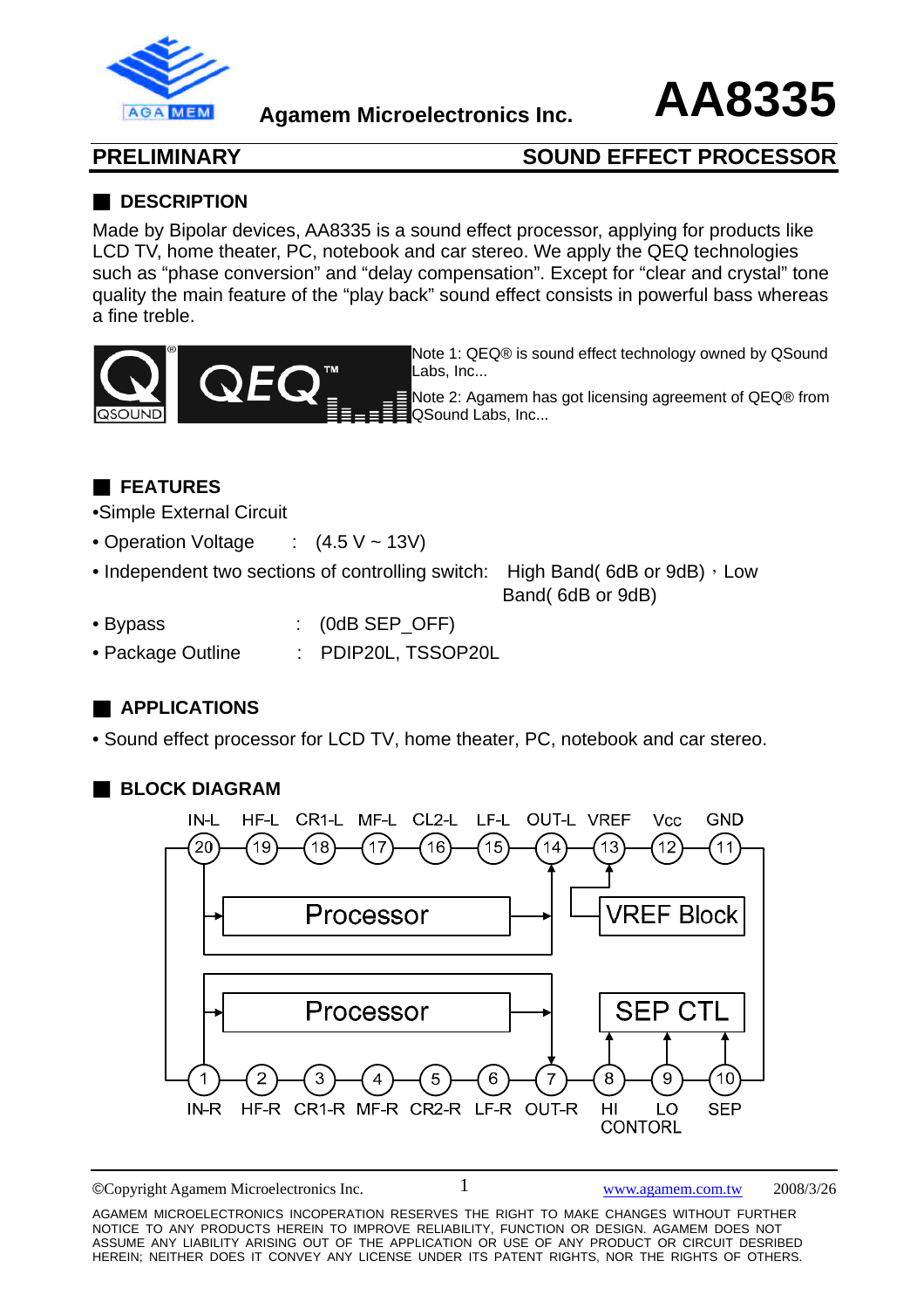# AA8335

Agamem Microelectronics Inc.

**PRELIMINARY** — **SOUND EFFECT PROCESSOR**

## DESCRIPTION

Made by Bipolar devices, AA8335 is a sound effect processor, applying for products like LCD TV, home theater, PC, notebook and car stereo. We apply the QEQ technologies such as "phase conversion" and "delay compensation". Except for "clear and crystal" tone quality the main feature of the "play back" sound effect consists in powerful bass whereas a fine treble.

Note 1: QEQ® is sound effect technology owned by QSound Labs, Inc...

Note 2: Agamem has got licensing agreement of QEQ® from QSound Labs, Inc...

## FEATURES

- Simple External Circuit
- Operation Voltage : (4.5 V ~ 13V)
- Independent two sections of controlling switch: High Band( 6dB or 9dB)，Low Band( 6dB or 9dB)
- Bypass : (0dB SEP_OFF)
- Package Outline : PDIP20L, TSSOP20L

## APPLICATIONS

- Sound effect processor for LCD TV, home theater, PC, notebook and car stereo.

## BLOCK DIAGRAM

Top pins: 20 IN-L, 19 HF-L, 18 CR1-L, 17 MF-L, 16 CL2-L, 15 LF-L, 14 OUT-L, 13 VREF, 12 Vcc, 11 GND

Blocks: Processor, VREF Block, Processor, SEP CTL

Bottom pins: 1 IN-R, 2 HF-R, 3 CR1-R, 4 MF-R, 5 CR2-R, 6 LF-R, 7 OUT-R, 8 HI, 9 LO (HI / LO CONTORL), 10 SEP

©Copyright Agamem Microelectronics Inc. www.agamem.com.tw 2008/3/26

AGAMEM MICROELECTRONICS INCOPERATION RESERVES THE RIGHT TO MAKE CHANGES WITHOUT FURTHER NOTICE TO ANY PRODUCTS HEREIN TO IMPROVE RELIABILITY, FUNCTION OR DESIGN. AGAMEM DOES NOT ASSUME ANY LIABILITY ARISING OUT OF THE APPLICATION OR USE OF ANY PRODUCT OR CIRCUIT DESRIBED HEREIN; NEITHER DOES IT CONVEY ANY LICENSE UNDER ITS PATENT RIGHTS, NOR THE RIGHTS OF OTHERS.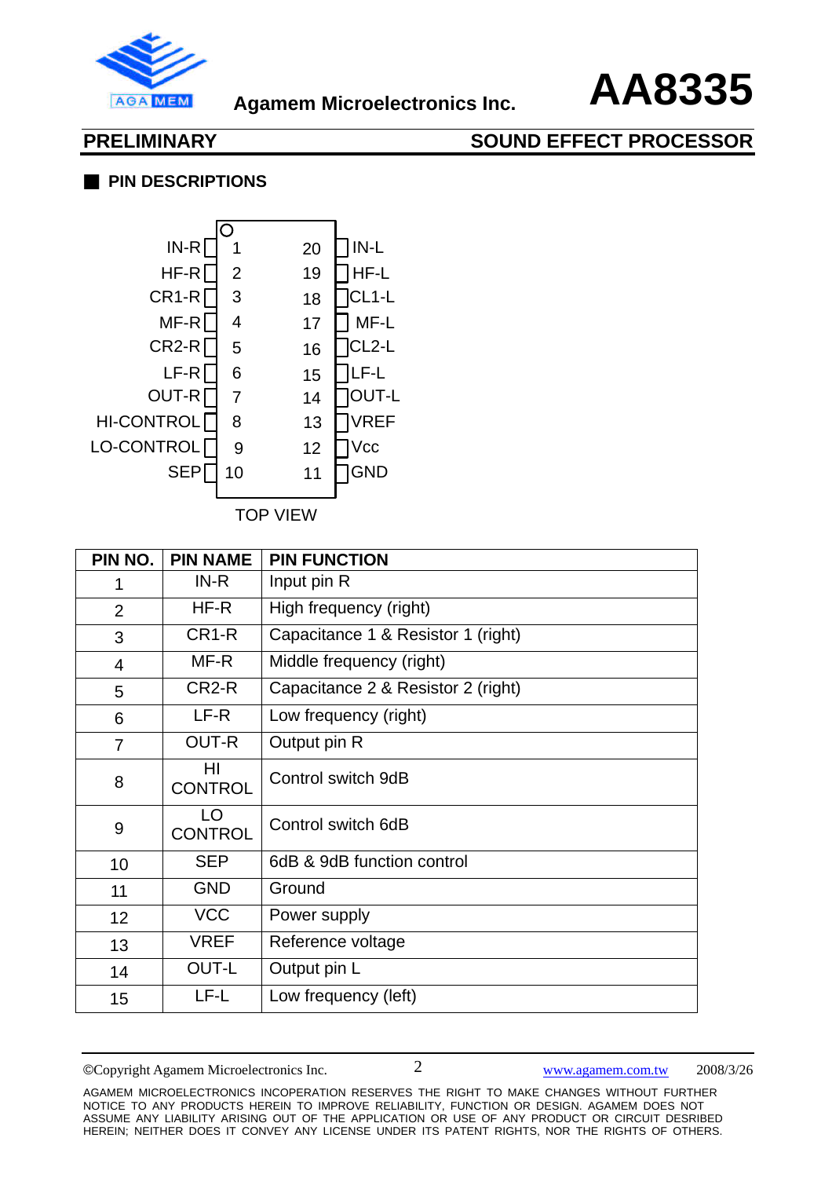## PIN DESCRIPTIONS

| Left Pin Name | Pin | Pin | Right Pin Name |
|---|---|---|---|
| IN-R | 1 | 20 | IN-L |
| HF-R | 2 | 19 | HF-L |
| CR1-R | 3 | 18 | CL1-L |
| MF-R | 4 | 17 | MF-L |
| CR2-R | 5 | 16 | CL2-L |
| LF-R | 6 | 15 | LF-L |
| OUT-R | 7 | 14 | OUT-L |
| HI-CONTROL | 8 | 13 | VREF |
| LO-CONTROL | 9 | 12 | Vcc |
| SEP | 10 | 11 | GND |

TOP VIEW

| PIN NO. | PIN NAME | PIN FUNCTION |
|---|---|---|
| 1 | IN-R | Input pin R |
| 2 | HF-R | High frequency (right) |
| 3 | CR1-R | Capacitance 1 & Resistor 1 (right) |
| 4 | MF-R | Middle frequency (right) |
| 5 | CR2-R | Capacitance 2 & Resistor 2 (right) |
| 6 | LF-R | Low frequency (right) |
| 7 | OUT-R | Output pin R |
| 8 | HI CONTROL | Control switch 9dB |
| 9 | LO CONTROL | Control switch 6dB |
| 10 | SEP | 6dB & 9dB function control |
| 11 | GND | Ground |
| 12 | VCC | Power supply |
| 13 | VREF | Reference voltage |
| 14 | OUT-L | Output pin L |
| 15 | LF-L | Low frequency (left) |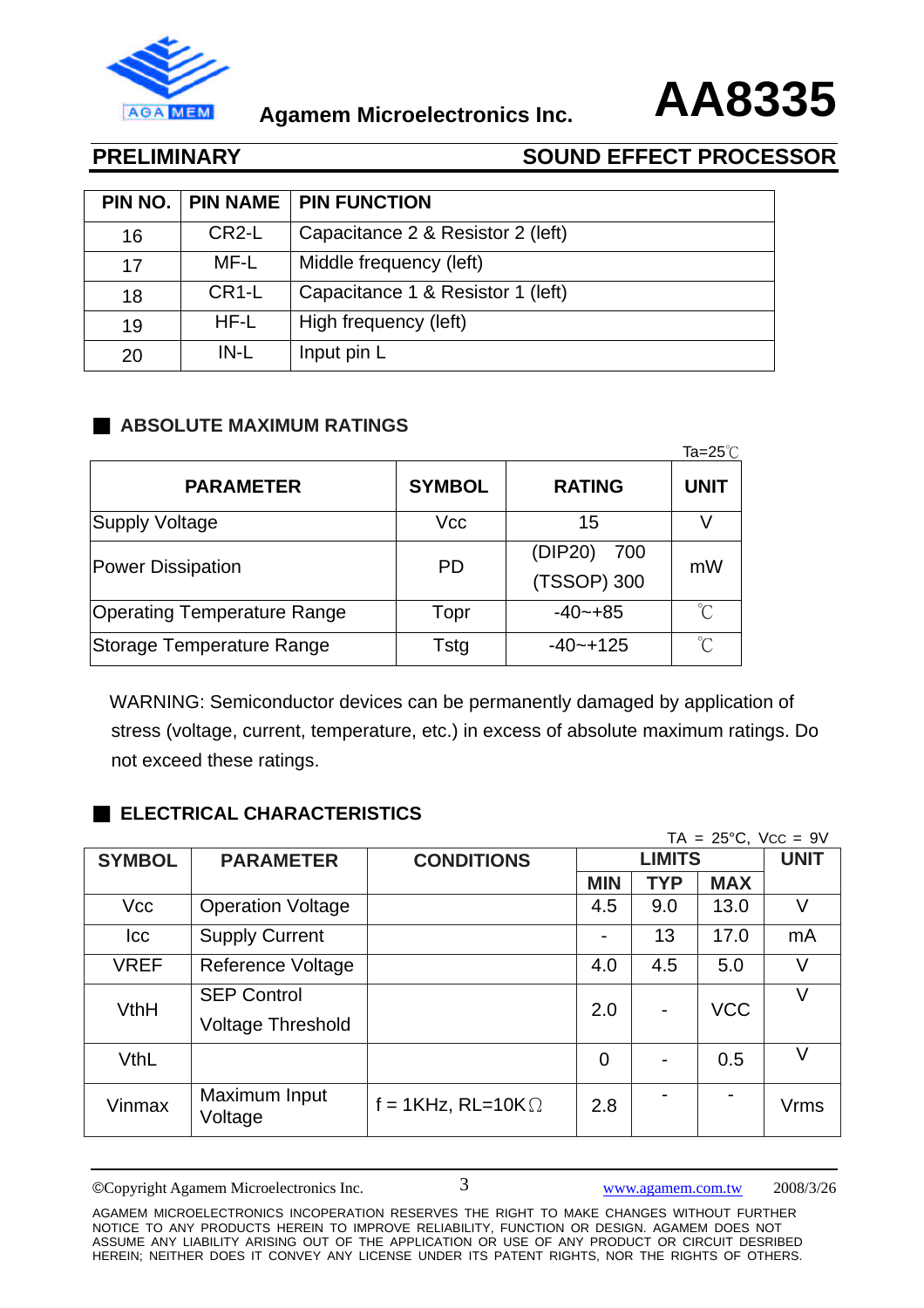| PIN NO. | PIN NAME | PIN FUNCTION |
|---|---|---|
| 16 | CR2-L | Capacitance 2 & Resistor 2 (left) |
| 17 | MF-L | Middle frequency (left) |
| 18 | CR1-L | Capacitance 1 & Resistor 1 (left) |
| 19 | HF-L | High frequency (left) |
| 20 | IN-L | Input pin L |

## ■ ABSOLUTE MAXIMUM RATINGS

Ta=25℃

| PARAMETER | SYMBOL | RATING | UNIT |
|---|---|---|---|
| Supply Voltage | Vcc | 15 | V |
| Power Dissipation | PD | (DIP20) 700<br>(TSSOP) 300 | mW |
| Operating Temperature Range | Topr | -40~+85 | ℃ |
| Storage Temperature Range | Tstg | -40~+125 | ℃ |

WARNING: Semiconductor devices can be permanently damaged by application of stress (voltage, current, temperature, etc.) in excess of absolute maximum ratings. Do not exceed these ratings.

## ■ ELECTRICAL CHARACTERISTICS

TA = 25°C, Vcc = 9V

| SYMBOL | PARAMETER | CONDITIONS | LIMITS | | | UNIT |
|---|---|---|---|---|---|---|
| | | | MIN | TYP | MAX | |
| Vcc | Operation Voltage | | 4.5 | 9.0 | 13.0 | V |
| Icc | Supply Current | | - | 13 | 17.0 | mA |
| VREF | Reference Voltage | | 4.0 | 4.5 | 5.0 | V |
| VthH | SEP Control Voltage Threshold | | 2.0 | - | VCC | V |
| VthL | | | 0 | - | 0.5 | V |
| Vinmax | Maximum Input Voltage | f = 1KHz, RL=10KΩ | 2.8 | - | - | Vrms |

©Copyright Agamem Microelectronics Inc. www.agamem.com.tw 2008/3/26

AGAMEM MICROELECTRONICS INCOPERATION RESERVES THE RIGHT TO MAKE CHANGES WITHOUT FURTHER NOTICE TO ANY PRODUCTS HEREIN TO IMPROVE RELIABILITY, FUNCTION OR DESIGN. AGAMEM DOES NOT ASSUME ANY LIABILITY ARISING OUT OF THE APPLICATION OR USE OF ANY PRODUCT OR CIRCUIT DESRIBED HEREIN; NEITHER DOES IT CONVEY ANY LICENSE UNDER ITS PATENT RIGHTS, NOR THE RIGHTS OF OTHERS.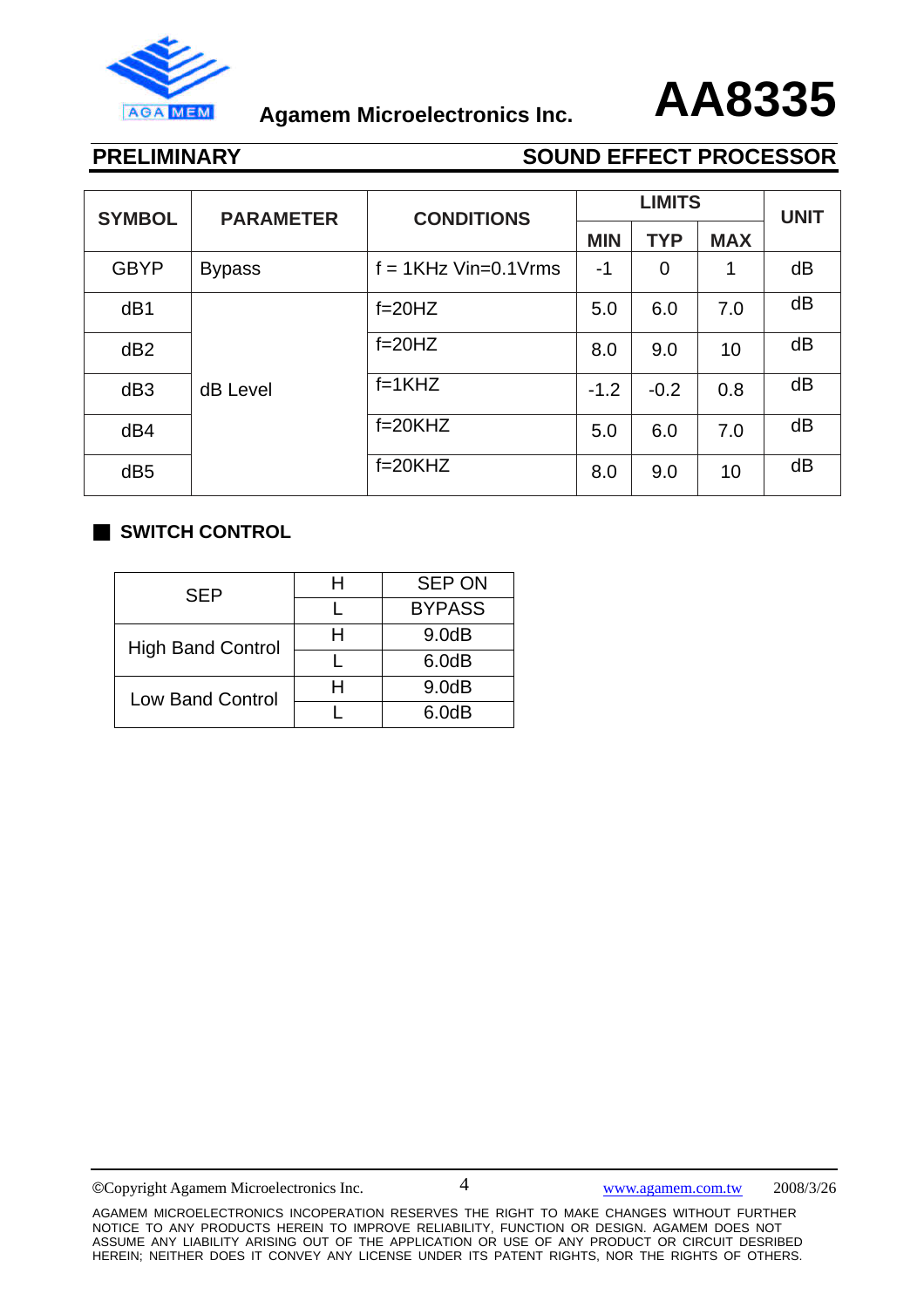| SYMBOL | PARAMETER | CONDITIONS | LIMITS | | | UNIT |
|---|---|---|---|---|---|---|
| | | | MIN | TYP | MAX | |
| GBYP | Bypass | f = 1KHz Vin=0.1Vrms | -1 | 0 | 1 | dB |
| dB1 | dB Level | f=20HZ | 5.0 | 6.0 | 7.0 | dB |
| dB2 | | f=20HZ | 8.0 | 9.0 | 10 | dB |
| dB3 | | f=1KHZ | -1.2 | -0.2 | 0.8 | dB |
| dB4 | | f=20KHZ | 5.0 | 6.0 | 7.0 | dB |
| dB5 | | f=20KHZ | 8.0 | 9.0 | 10 | dB |

## SWITCH CONTROL

| | | |
|---|---|---|
| SEP | H | SEP ON |
| | L | BYPASS |
| High Band Control | H | 9.0dB |
| | L | 6.0dB |
| Low Band Control | H | 9.0dB |
| | L | 6.0dB |

©Copyright Agamem Microelectronics Inc. www.agamem.com.tw 2008/3/26

AGAMEM MICROELECTRONICS INCOPERATION RESERVES THE RIGHT TO MAKE CHANGES WITHOUT FURTHER NOTICE TO ANY PRODUCTS HEREIN TO IMPROVE RELIABILITY, FUNCTION OR DESIGN. AGAMEM DOES NOT ASSUME ANY LIABILITY ARISING OUT OF THE APPLICATION OR USE OF ANY PRODUCT OR CIRCUIT DESRIBED HEREIN; NEITHER DOES IT CONVEY ANY LICENSE UNDER ITS PATENT RIGHTS, NOR THE RIGHTS OF OTHERS.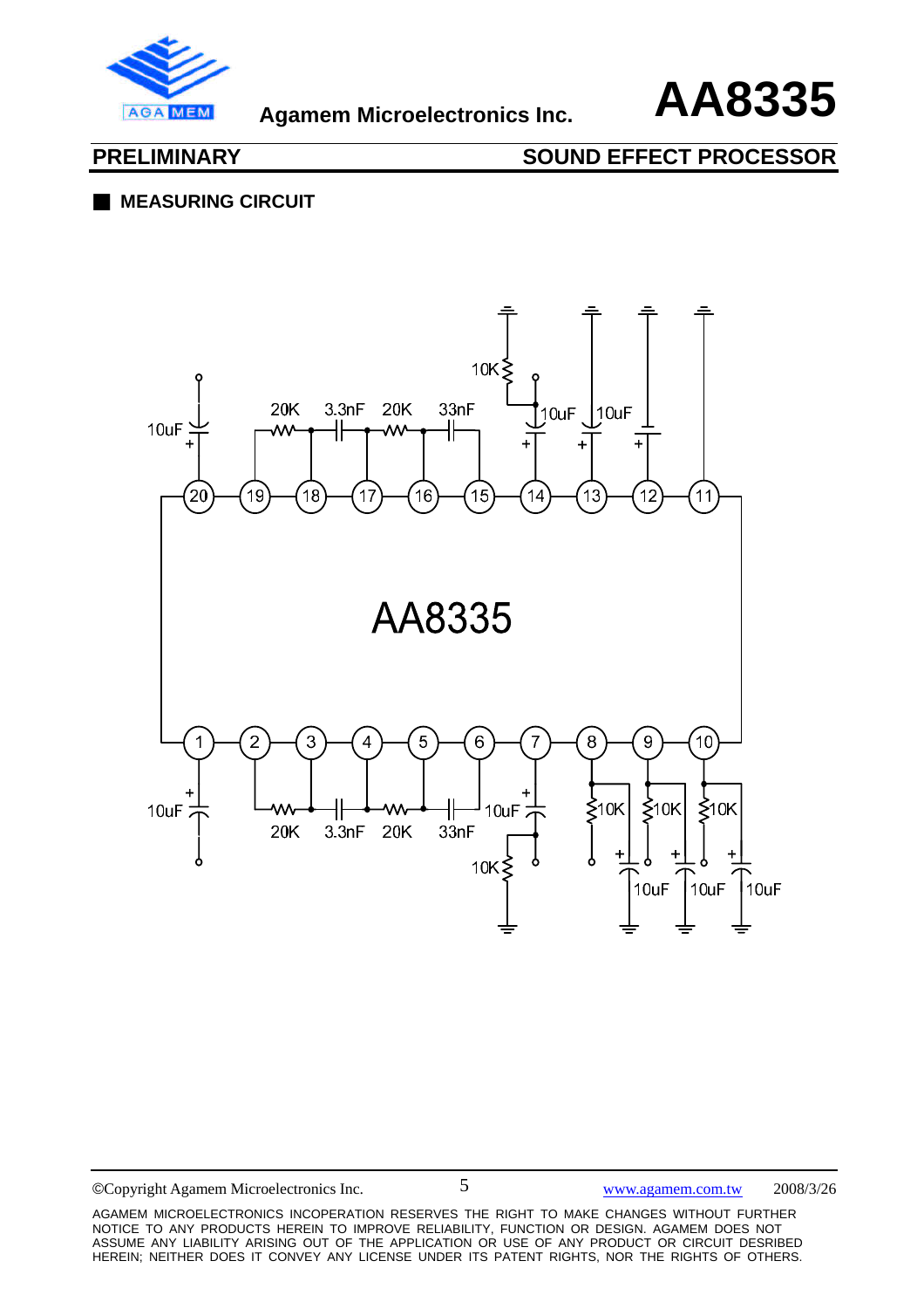## MEASURING CIRCUIT

AGAMEM MICROELECTRONICS INCOPERATION RESERVES THE RIGHT TO MAKE CHANGES WITHOUT FURTHER NOTICE TO ANY PRODUCTS HEREIN TO IMPROVE RELIABILITY, FUNCTION OR DESIGN. AGAMEM DOES NOT ASSUME ANY LIABILITY ARISING OUT OF THE APPLICATION OR USE OF ANY PRODUCT OR CIRCUIT DESRIBED HEREIN; NEITHER DOES IT CONVEY ANY LICENSE UNDER ITS PATENT RIGHTS, NOR THE RIGHTS OF OTHERS.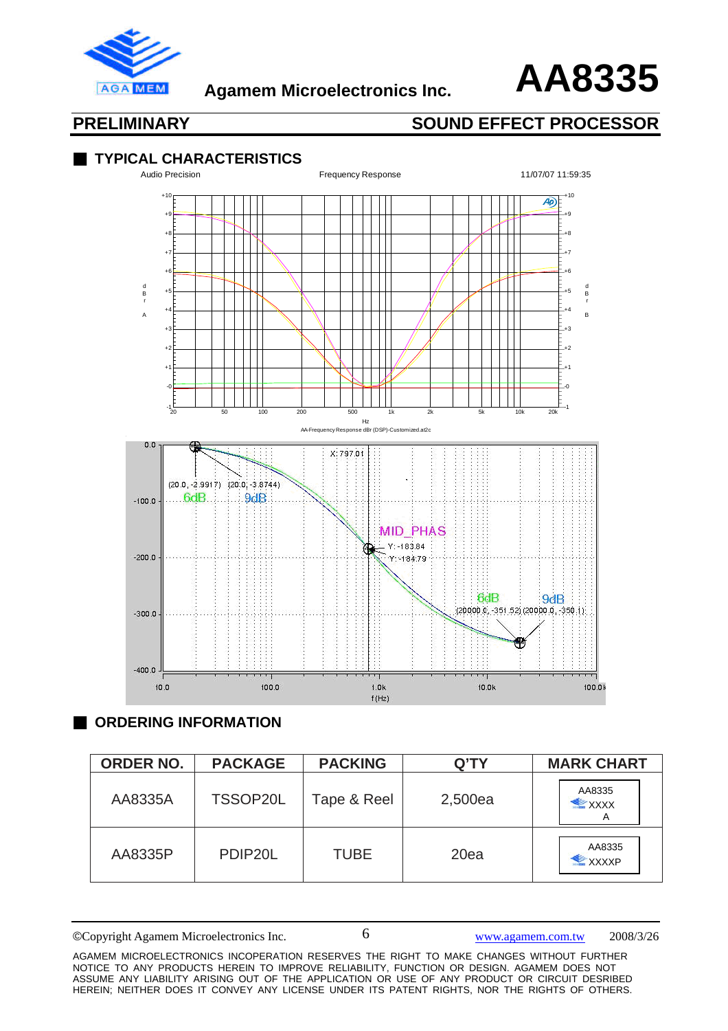## TYPICAL CHARACTERISTICS

Audio Precision — Frequency Response — 11/07/07 11:59:35

AA-Frequency Response dBr (DSP)-Customized.at2c

X: 797.01

(20.0, -2.9917) (20.0, -3.8744)

6dB 9dB

MID_PHAS

Y: -183.84

Y: -184.79

6dB 9dB

(20000.0, -351.52) (20000.0, -350.1)

f (Hz)

## ORDERING INFORMATION

| ORDER NO. | PACKAGE | PACKING | Q'TY | MARK CHART |
|---|---|---|---|---|
| AA8335A | TSSOP20L | Tape & Reel | 2,500ea | AA8335 XXXX A |
| AA8335P | PDIP20L | TUBE | 20ea | AA8335 XXXXP |

AGAMEM MICROELECTRONICS INCOPERATION RESERVES THE RIGHT TO MAKE CHANGES WITHOUT FURTHER NOTICE TO ANY PRODUCTS HEREIN TO IMPROVE RELIABILITY, FUNCTION OR DESIGN. AGAMEM DOES NOT ASSUME ANY LIABILITY ARISING OUT OF THE APPLICATION OR USE OF ANY PRODUCT OR CIRCUIT DESRIBED HEREIN; NEITHER DOES IT CONVEY ANY LICENSE UNDER ITS PATENT RIGHTS, NOR THE RIGHTS OF OTHERS.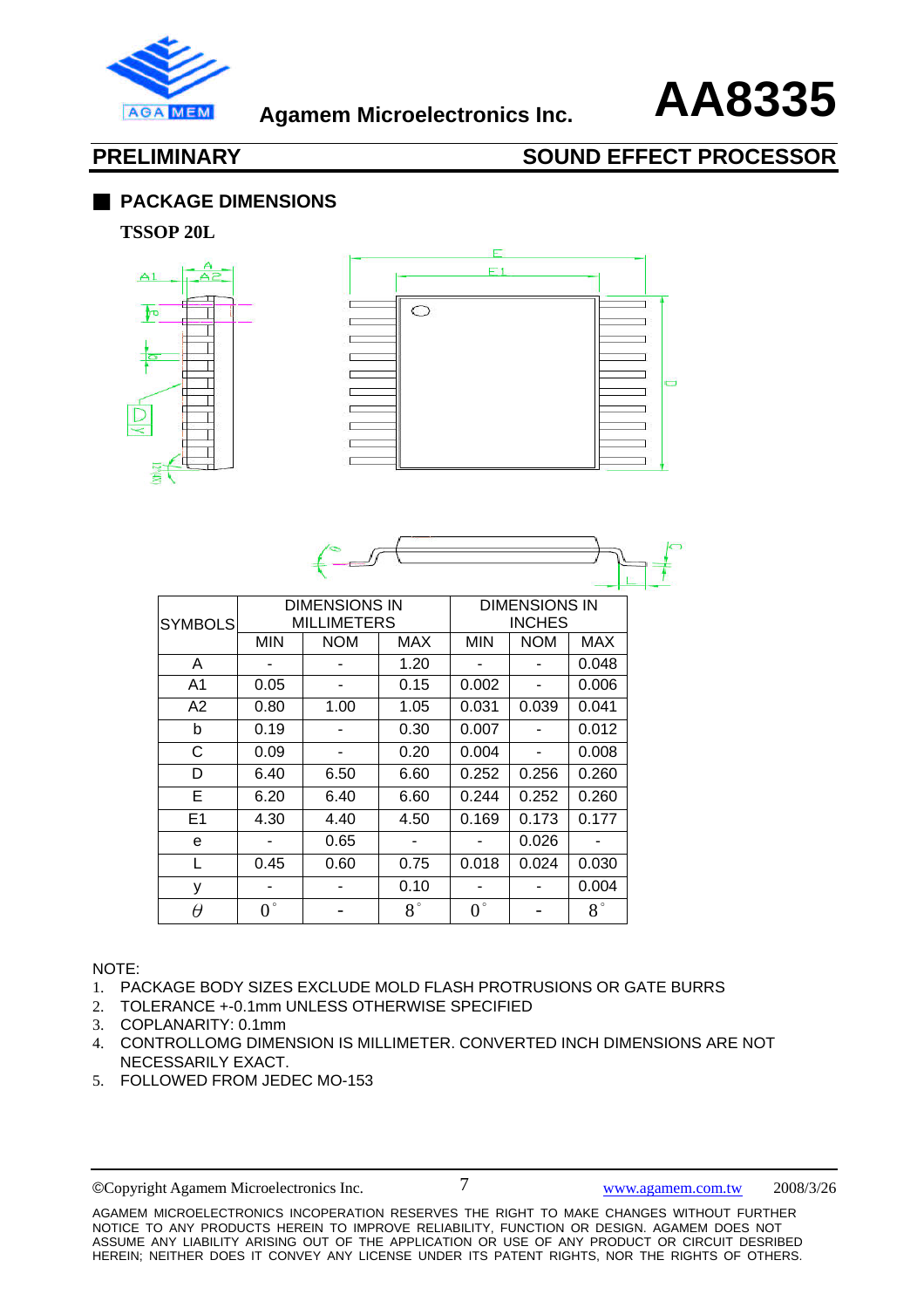## PACKAGE DIMENSIONS

**TSSOP 20L**

| SYMBOLS | DIMENSIONS IN MILLIMETERS | | | DIMENSIONS IN INCHES | | |
|---|---|---|---|---|---|---|
| | MIN | NOM | MAX | MIN | NOM | MAX |
| A | - | - | 1.20 | - | - | 0.048 |
| A1 | 0.05 | - | 0.15 | 0.002 | - | 0.006 |
| A2 | 0.80 | 1.00 | 1.05 | 0.031 | 0.039 | 0.041 |
| b | 0.19 | - | 0.30 | 0.007 | - | 0.012 |
| C | 0.09 | - | 0.20 | 0.004 | - | 0.008 |
| D | 6.40 | 6.50 | 6.60 | 0.252 | 0.256 | 0.260 |
| E | 6.20 | 6.40 | 6.60 | 0.244 | 0.252 | 0.260 |
| E1 | 4.30 | 4.40 | 4.50 | 0.169 | 0.173 | 0.177 |
| e | - | 0.65 | - | - | 0.026 | - |
| L | 0.45 | 0.60 | 0.75 | 0.018 | 0.024 | 0.030 |
| y | - | - | 0.10 | - | - | 0.004 |
| $\theta$ | 0° | - | 8° | 0° | - | 8° |

NOTE:

1. PACKAGE BODY SIZES EXCLUDE MOLD FLASH PROTRUSIONS OR GATE BURRS
2. TOLERANCE +-0.1mm UNLESS OTHERWISE SPECIFIED
3. COPLANARITY: 0.1mm
4. CONTROLLOMG DIMENSION IS MILLIMETER. CONVERTED INCH DIMENSIONS ARE NOT NECESSARILY EXACT.
5. FOLLOWED FROM JEDEC MO-153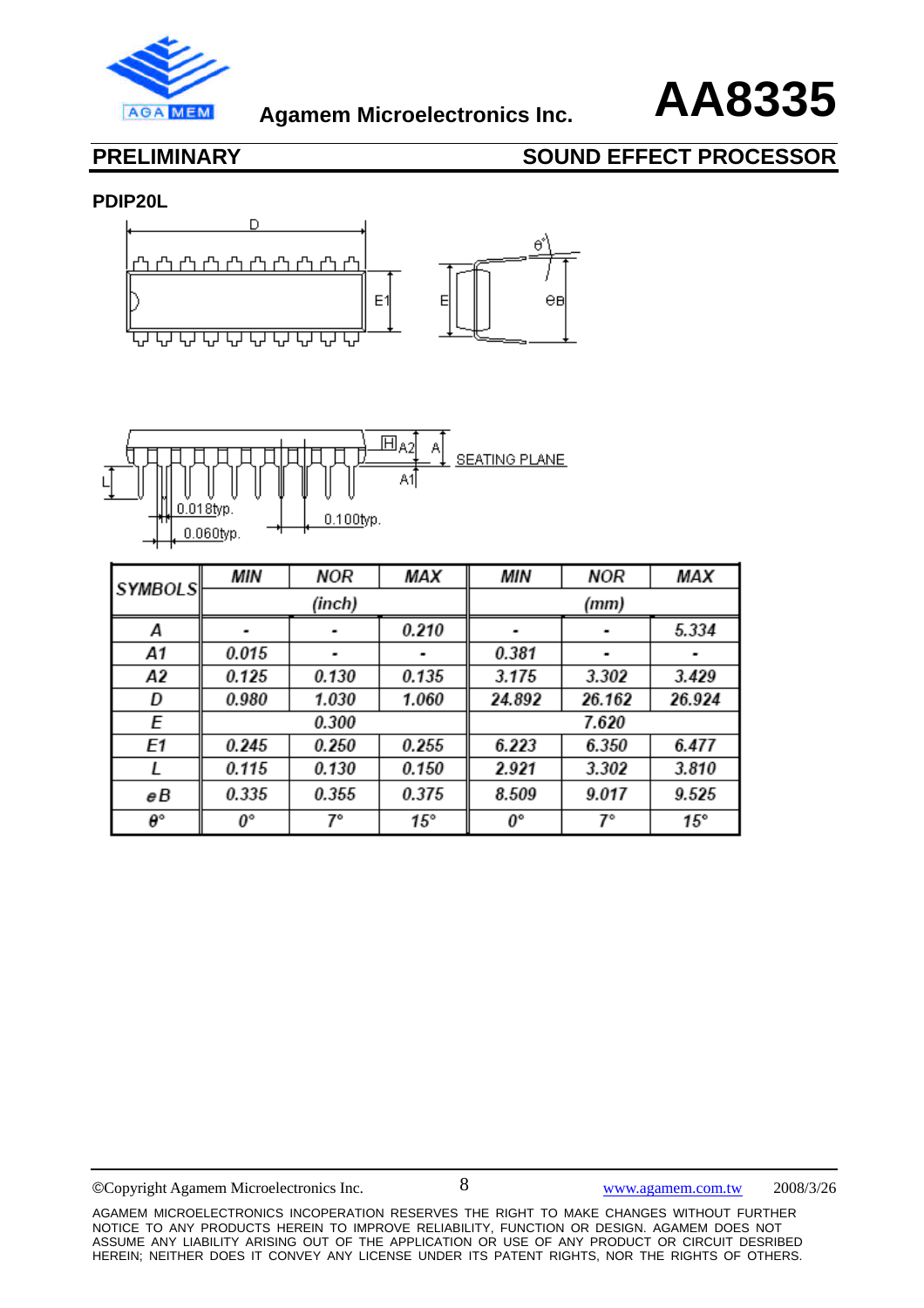## PRELIMINARY SOUND EFFECT PROCESSOR

### PDIP20L

D

E1

E

eB

θ°

A2

A

A1

SEATING PLANE

L

0.018typ.

0.060typ.

0.100typ.

| SYMBOLS | MIN | NOR | MAX | MIN | NOR | MAX |
|---|---|---|---|---|---|---|
| | (inch) | | | (mm) | | |
| A | - | - | 0.210 | - | - | 5.334 |
| A1 | 0.015 | - | - | 0.381 | - | - |
| A2 | 0.125 | 0.130 | 0.135 | 3.175 | 3.302 | 3.429 |
| D | 0.980 | 1.030 | 1.060 | 24.892 | 26.162 | 26.924 |
| E | | 0.300 | | | 7.620 | |
| E1 | 0.245 | 0.250 | 0.255 | 6.223 | 6.350 | 6.477 |
| L | 0.115 | 0.130 | 0.150 | 2.921 | 3.302 | 3.810 |
| eB | 0.335 | 0.355 | 0.375 | 8.509 | 9.017 | 9.525 |
| θ° | 0° | 7° | 15° | 0° | 7° | 15° |

©Copyright Agamem Microelectronics Inc. www.agamem.com.tw 2008/3/26

AGAMEM MICROELECTRONICS INCOPERATION RESERVES THE RIGHT TO MAKE CHANGES WITHOUT FURTHER NOTICE TO ANY PRODUCTS HEREIN TO IMPROVE RELIABILITY, FUNCTION OR DESIGN. AGAMEM DOES NOT ASSUME ANY LIABILITY ARISING OUT OF THE APPLICATION OR USE OF ANY PRODUCT OR CIRCUIT DESRIBED HEREIN; NEITHER DOES IT CONVEY ANY LICENSE UNDER ITS PATENT RIGHTS, NOR THE RIGHTS OF OTHERS.